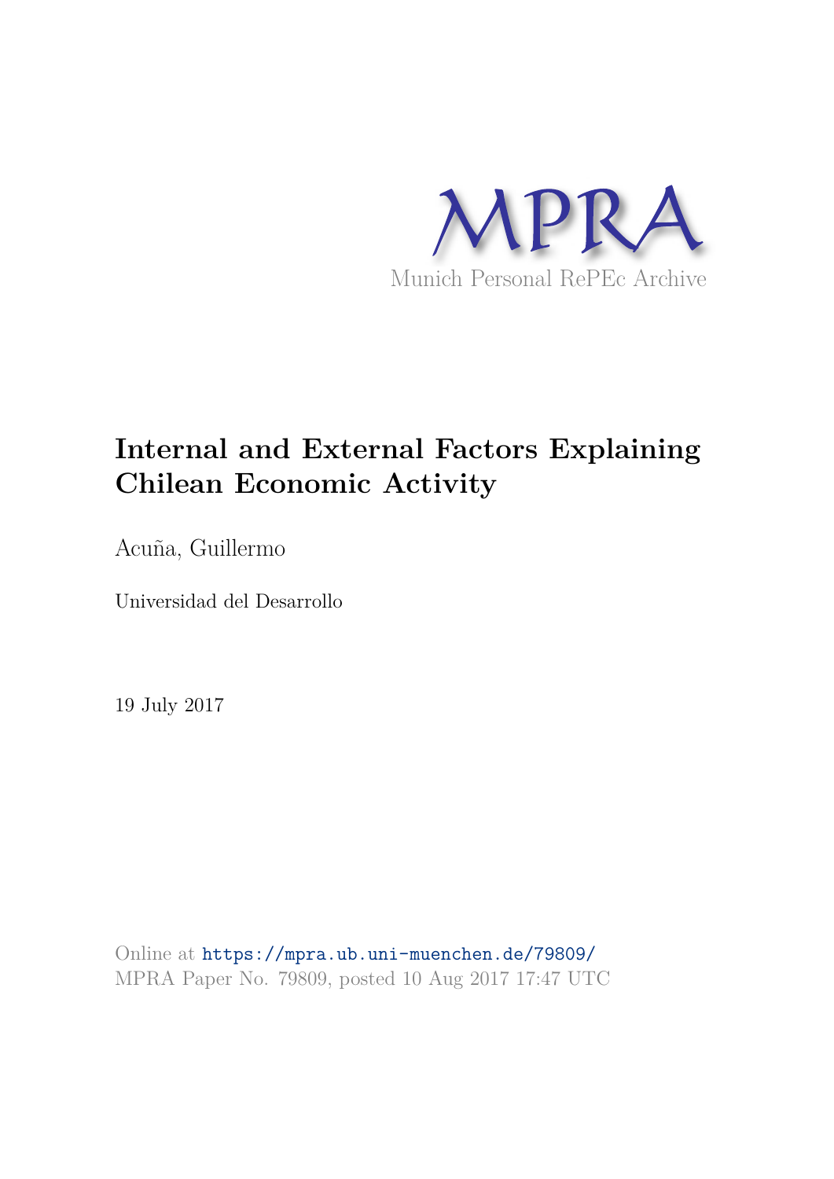MPRA

Munich Personal RePEc Archive

# Internal and External Factors Explaining Chilean Economic Activity

Acuña, Guillermo

Universidad del Desarrollo

19 July 2017

Online at https://mpra.ub.uni-muenchen.de/79809/
MPRA Paper No. 79809, posted 10 Aug 2017 17:47 UTC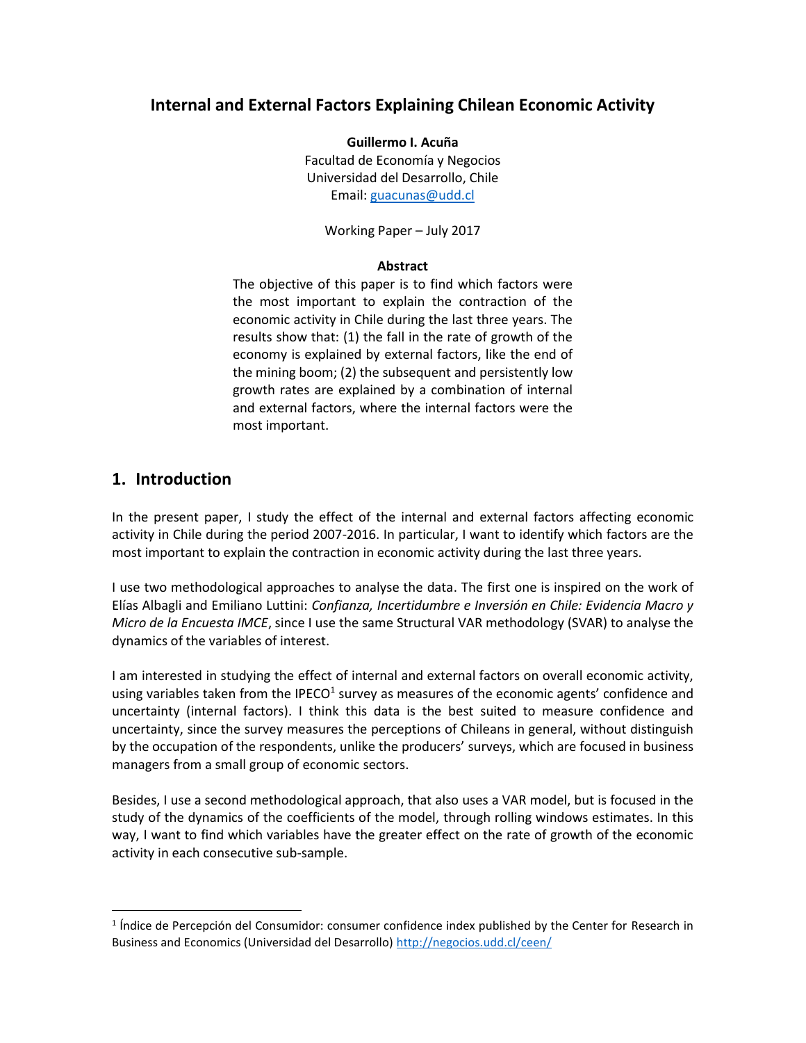# Internal and External Factors Explaining Chilean Economic Activity

**Guillermo I. Acuña**
Facultad de Economía y Negocios
Universidad del Desarrollo, Chile
Email: guacunas@udd.cl

Working Paper – July 2017

**Abstract**

The objective of this paper is to find which factors were the most important to explain the contraction of the economic activity in Chile during the last three years. The results show that: (1) the fall in the rate of growth of the economy is explained by external factors, like the end of the mining boom; (2) the subsequent and persistently low growth rates are explained by a combination of internal and external factors, where the internal factors were the most important.

## 1. Introduction

In the present paper, I study the effect of the internal and external factors affecting economic activity in Chile during the period 2007-2016. In particular, I want to identify which factors are the most important to explain the contraction in economic activity during the last three years.

I use two methodological approaches to analyse the data. The first one is inspired on the work of Elías Albagli and Emiliano Luttini: *Confianza, Incertidumbre e Inversión en Chile: Evidencia Macro y Micro de la Encuesta IMCE*, since I use the same Structural VAR methodology (SVAR) to analyse the dynamics of the variables of interest.

I am interested in studying the effect of internal and external factors on overall economic activity, using variables taken from the IPECO[1] survey as measures of the economic agents' confidence and uncertainty (internal factors). I think this data is the best suited to measure confidence and uncertainty, since the survey measures the perceptions of Chileans in general, without distinguish by the occupation of the respondents, unlike the producers' surveys, which are focused in business managers from a small group of economic sectors.

Besides, I use a second methodological approach, that also uses a VAR model, but is focused in the study of the dynamics of the coefficients of the model, through rolling windows estimates. In this way, I want to find which variables have the greater effect on the rate of growth of the economic activity in each consecutive sub-sample.

[1] Índice de Percepción del Consumidor: consumer confidence index published by the Center for Research in Business and Economics (Universidad del Desarrollo) http://negocios.udd.cl/ceen/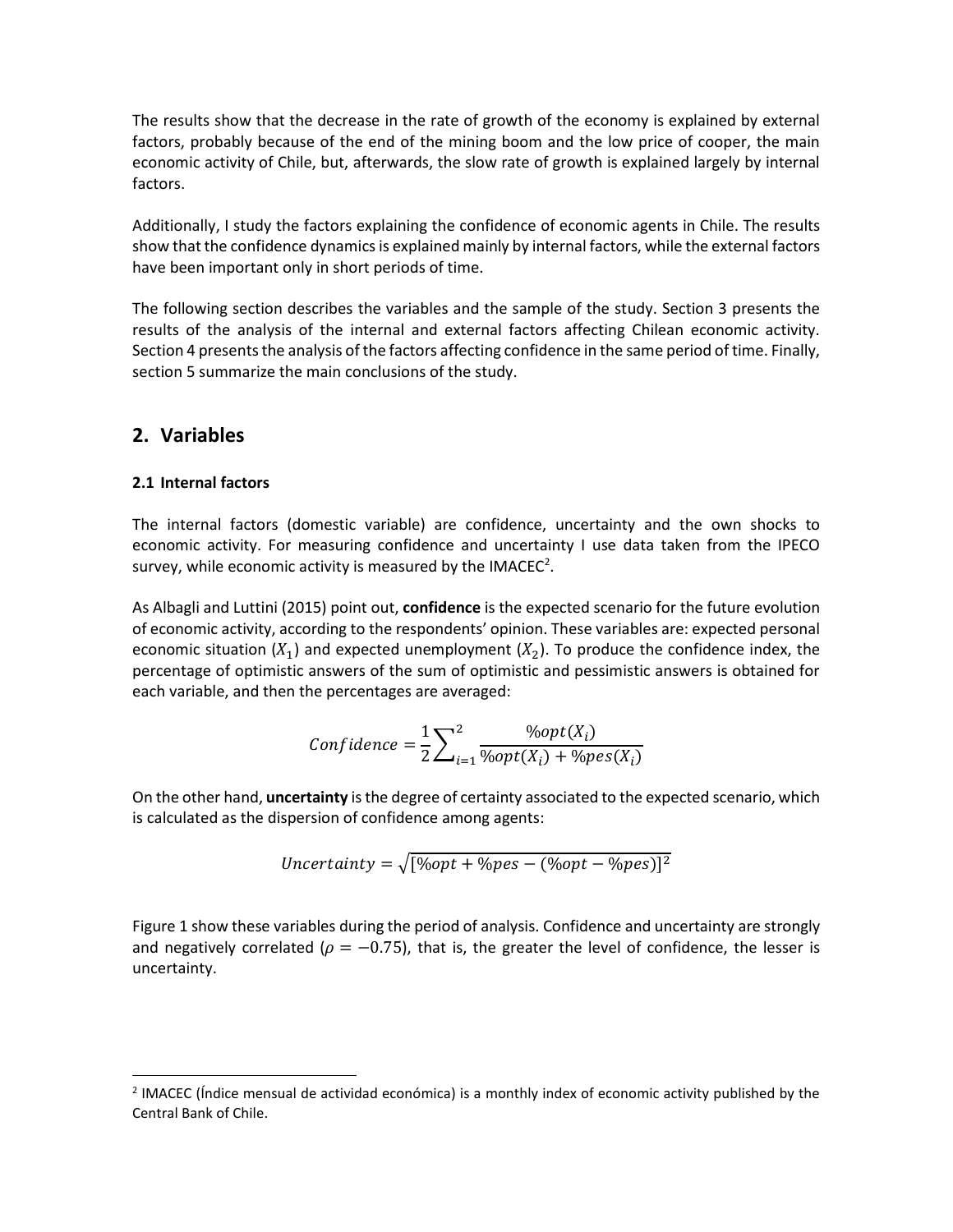The results show that the decrease in the rate of growth of the economy is explained by external factors, probably because of the end of the mining boom and the low price of cooper, the main economic activity of Chile, but, afterwards, the slow rate of growth is explained largely by internal factors.

Additionally, I study the factors explaining the confidence of economic agents in Chile. The results show that the confidence dynamics is explained mainly by internal factors, while the external factors have been important only in short periods of time.

The following section describes the variables and the sample of the study. Section 3 presents the results of the analysis of the internal and external factors affecting Chilean economic activity. Section 4 presents the analysis of the factors affecting confidence in the same period of time. Finally, section 5 summarize the main conclusions of the study.

## 2. Variables

### 2.1 Internal factors

The internal factors (domestic variable) are confidence, uncertainty and the own shocks to economic activity. For measuring confidence and uncertainty I use data taken from the IPECO survey, while economic activity is measured by the IMACEC[2].

As Albagli and Luttini (2015) point out, **confidence** is the expected scenario for the future evolution of economic activity, according to the respondents' opinion. These variables are: expected personal economic situation ($X_1$) and expected unemployment ($X_2$). To produce the confidence index, the percentage of optimistic answers of the sum of optimistic and pessimistic answers is obtained for each variable, and then the percentages are averaged:

$$Confidence = \frac{1}{2}\sum_{i=1}^{2} \frac{\%opt(X_i)}{\%opt(X_i) + \%pes(X_i)}$$

On the other hand, **uncertainty** is the degree of certainty associated to the expected scenario, which is calculated as the dispersion of confidence among agents:

$$Uncertainty = \sqrt{[\%opt + \%pes - (\%opt - \%pes)]^2}$$

Figure 1 show these variables during the period of analysis. Confidence and uncertainty are strongly and negatively correlated ($\rho = -0.75$), that is, the greater the level of confidence, the lesser is uncertainty.

[2] IMACEC (Índice mensual de actividad económica) is a monthly index of economic activity published by the Central Bank of Chile.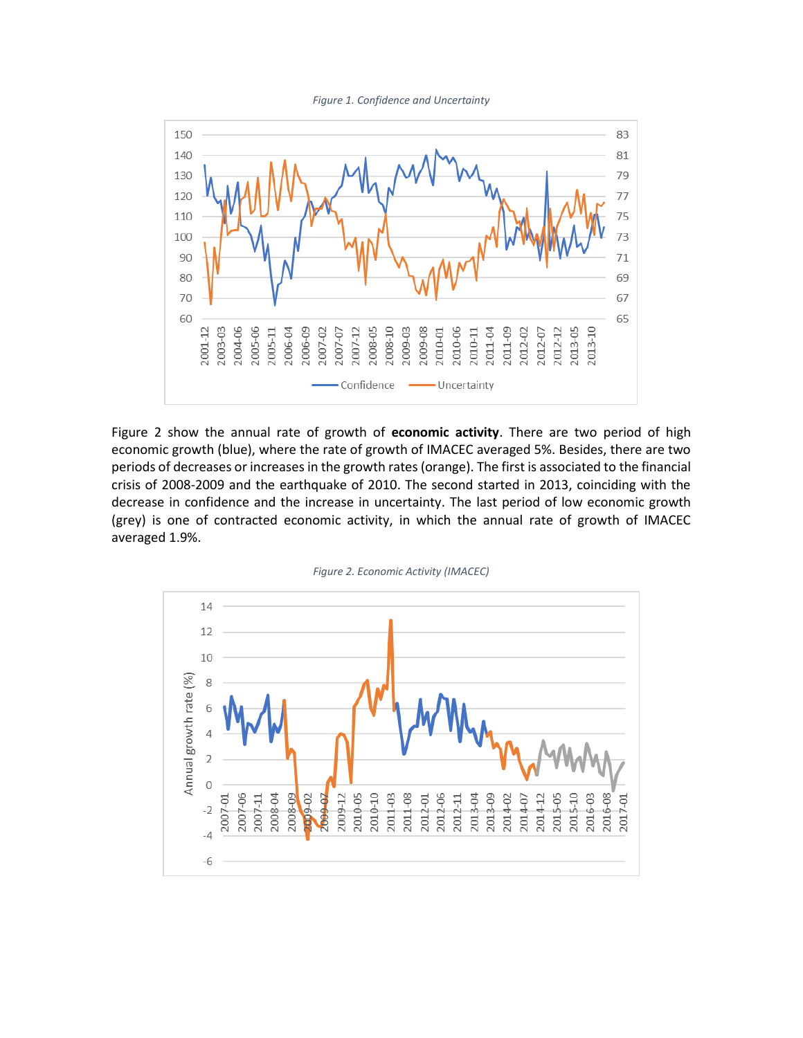*Figure 1. Confidence and Uncertainty*

Figure 2 show the annual rate of growth of **economic activity**. There are two period of high economic growth (blue), where the rate of growth of IMACEC averaged 5%. Besides, there are two periods of decreases or increases in the growth rates (orange). The first is associated to the financial crisis of 2008-2009 and the earthquake of 2010. The second started in 2013, coinciding with the decrease in confidence and the increase in uncertainty. The last period of low economic growth (grey) is one of contracted economic activity, in which the annual rate of growth of IMACEC averaged 1.9%.

*Figure 2. Economic Activity (IMACEC)*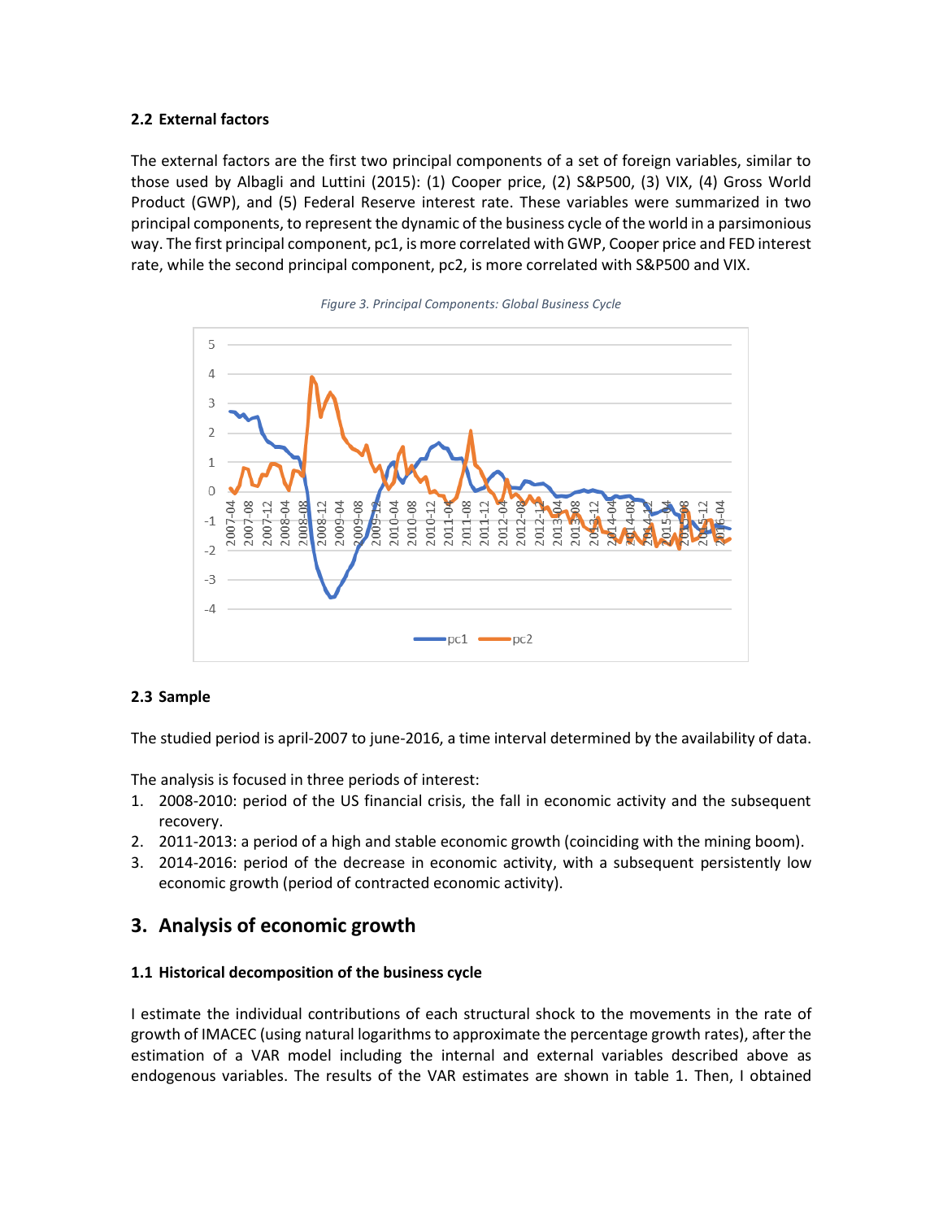### 2.2 External factors

The external factors are the first two principal components of a set of foreign variables, similar to those used by Albagli and Luttini (2015): (1) Cooper price, (2) S&P500, (3) VIX, (4) Gross World Product (GWP), and (5) Federal Reserve interest rate. These variables were summarized in two principal components, to represent the dynamic of the business cycle of the world in a parsimonious way. The first principal component, pc1, is more correlated with GWP, Cooper price and FED interest rate, while the second principal component, pc2, is more correlated with S&P500 and VIX.

*Figure 3. Principal Components: Global Business Cycle*

### 2.3 Sample

The studied period is april-2007 to june-2016, a time interval determined by the availability of data.

The analysis is focused in three periods of interest:

1. 2008-2010: period of the US financial crisis, the fall in economic activity and the subsequent recovery.
2. 2011-2013: a period of a high and stable economic growth (coinciding with the mining boom).
3. 2014-2016: period of the decrease in economic activity, with a subsequent persistently low economic growth (period of contracted economic activity).

## 3. Analysis of economic growth

### 1.1 Historical decomposition of the business cycle

I estimate the individual contributions of each structural shock to the movements in the rate of growth of IMACEC (using natural logarithms to approximate the percentage growth rates), after the estimation of a VAR model including the internal and external variables described above as endogenous variables. The results of the VAR estimates are shown in table 1. Then, I obtained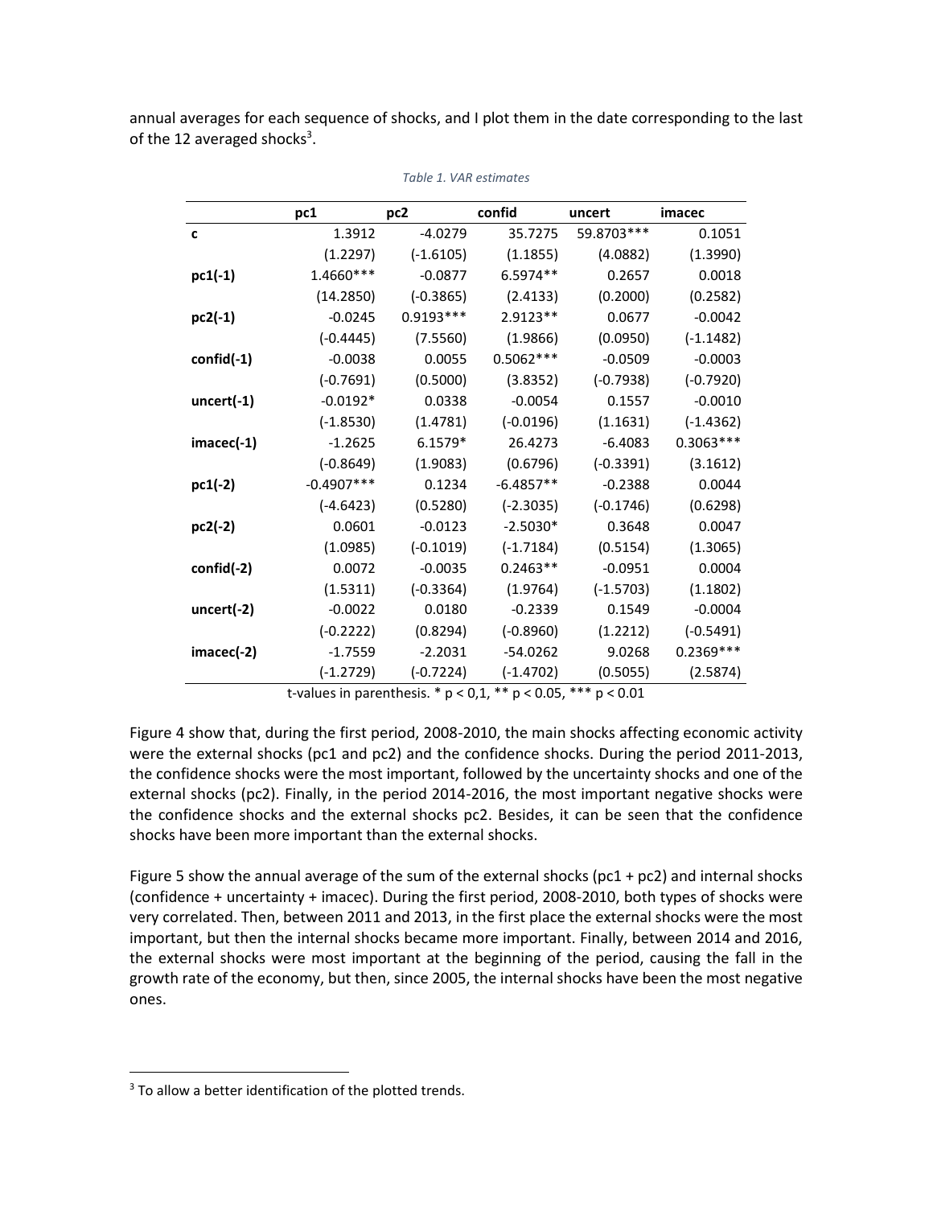annual averages for each sequence of shocks, and I plot them in the date corresponding to the last of the 12 averaged shocks[3].

*Table 1. VAR estimates*

| | pc1 | pc2 | confid | uncert | imacec |
|---|---|---|---|---|---|
| **c** | 1.3912 | -4.0279 | 35.7275 | 59.8703*** | 0.1051 |
| | (1.2297) | (-1.6105) | (1.1855) | (4.0882) | (1.3990) |
| **pc1(-1)** | 1.4660*** | -0.0877 | 6.5974** | 0.2657 | 0.0018 |
| | (14.2850) | (-0.3865) | (2.4133) | (0.2000) | (0.2582) |
| **pc2(-1)** | -0.0245 | 0.9193*** | 2.9123** | 0.0677 | -0.0042 |
| | (-0.4445) | (7.5560) | (1.9866) | (0.0950) | (-1.1482) |
| **confid(-1)** | -0.0038 | 0.0055 | 0.5062*** | -0.0509 | -0.0003 |
| | (-0.7691) | (0.5000) | (3.8352) | (-0.7938) | (-0.7920) |
| **uncert(-1)** | -0.0192* | 0.0338 | -0.0054 | 0.1557 | -0.0010 |
| | (-1.8530) | (1.4781) | (-0.0196) | (1.1631) | (-1.4362) |
| **imacec(-1)** | -1.2625 | 6.1579* | 26.4273 | -6.4083 | 0.3063*** |
| | (-0.8649) | (1.9083) | (0.6796) | (-0.3391) | (3.1612) |
| **pc1(-2)** | -0.4907*** | 0.1234 | -6.4857** | -0.2388 | 0.0044 |
| | (-4.6423) | (0.5280) | (-2.3035) | (-0.1746) | (0.6298) |
| **pc2(-2)** | 0.0601 | -0.0123 | -2.5030* | 0.3648 | 0.0047 |
| | (1.0985) | (-0.1019) | (-1.7184) | (0.5154) | (1.3065) |
| **confid(-2)** | 0.0072 | -0.0035 | 0.2463** | -0.0951 | 0.0004 |
| | (1.5311) | (-0.3364) | (1.9764) | (-1.5703) | (1.1802) |
| **uncert(-2)** | -0.0022 | 0.0180 | -0.2339 | 0.1549 | -0.0004 |
| | (-0.2222) | (0.8294) | (-0.8960) | (1.2212) | (-0.5491) |
| **imacec(-2)** | -1.7559 | -2.2031 | -54.0262 | 9.0268 | 0.2369*** |
| | (-1.2729) | (-0.7224) | (-1.4702) | (0.5055) | (2.5874) |

t-values in parenthesis. * $p < 0,1$, ** $p < 0.05$, *** $p < 0.01$

Figure 4 show that, during the first period, 2008-2010, the main shocks affecting economic activity were the external shocks (pc1 and pc2) and the confidence shocks. During the period 2011-2013, the confidence shocks were the most important, followed by the uncertainty shocks and one of the external shocks (pc2). Finally, in the period 2014-2016, the most important negative shocks were the confidence shocks and the external shocks pc2. Besides, it can be seen that the confidence shocks have been more important than the external shocks.

Figure 5 show the annual average of the sum of the external shocks (pc1 + pc2) and internal shocks (confidence + uncertainty + imacec). During the first period, 2008-2010, both types of shocks were very correlated. Then, between 2011 and 2013, in the first place the external shocks were the most important, but then the internal shocks became more important. Finally, between 2014 and 2016, the external shocks were most important at the beginning of the period, causing the fall in the growth rate of the economy, but then, since 2005, the internal shocks have been the most negative ones.

[3] To allow a better identification of the plotted trends.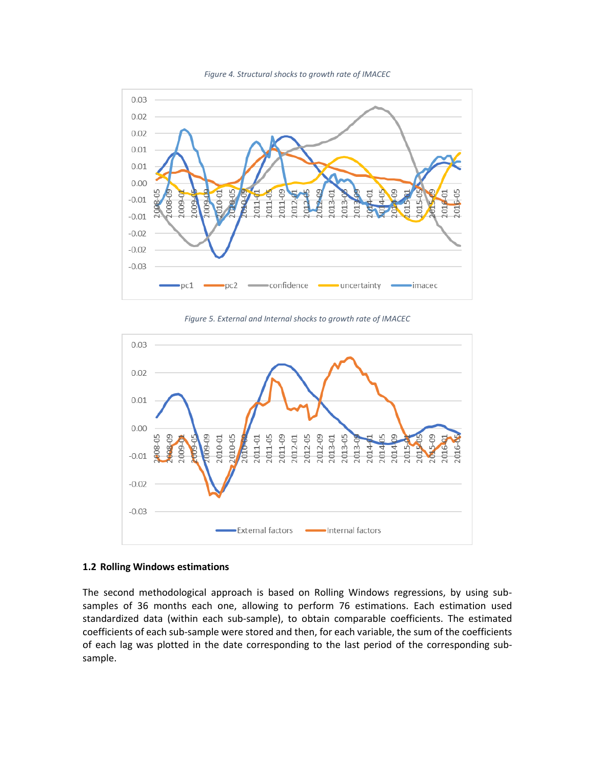*Figure 4. Structural shocks to growth rate of IMACEC*

*Figure 5. External and Internal shocks to growth rate of IMACEC*

### 1.2 Rolling Windows estimations

The second methodological approach is based on Rolling Windows regressions, by using sub-samples of 36 months each one, allowing to perform 76 estimations. Each estimation used standardized data (within each sub-sample), to obtain comparable coefficients. The estimated coefficients of each sub-sample were stored and then, for each variable, the sum of the coefficients of each lag was plotted in the date corresponding to the last period of the corresponding sub-sample.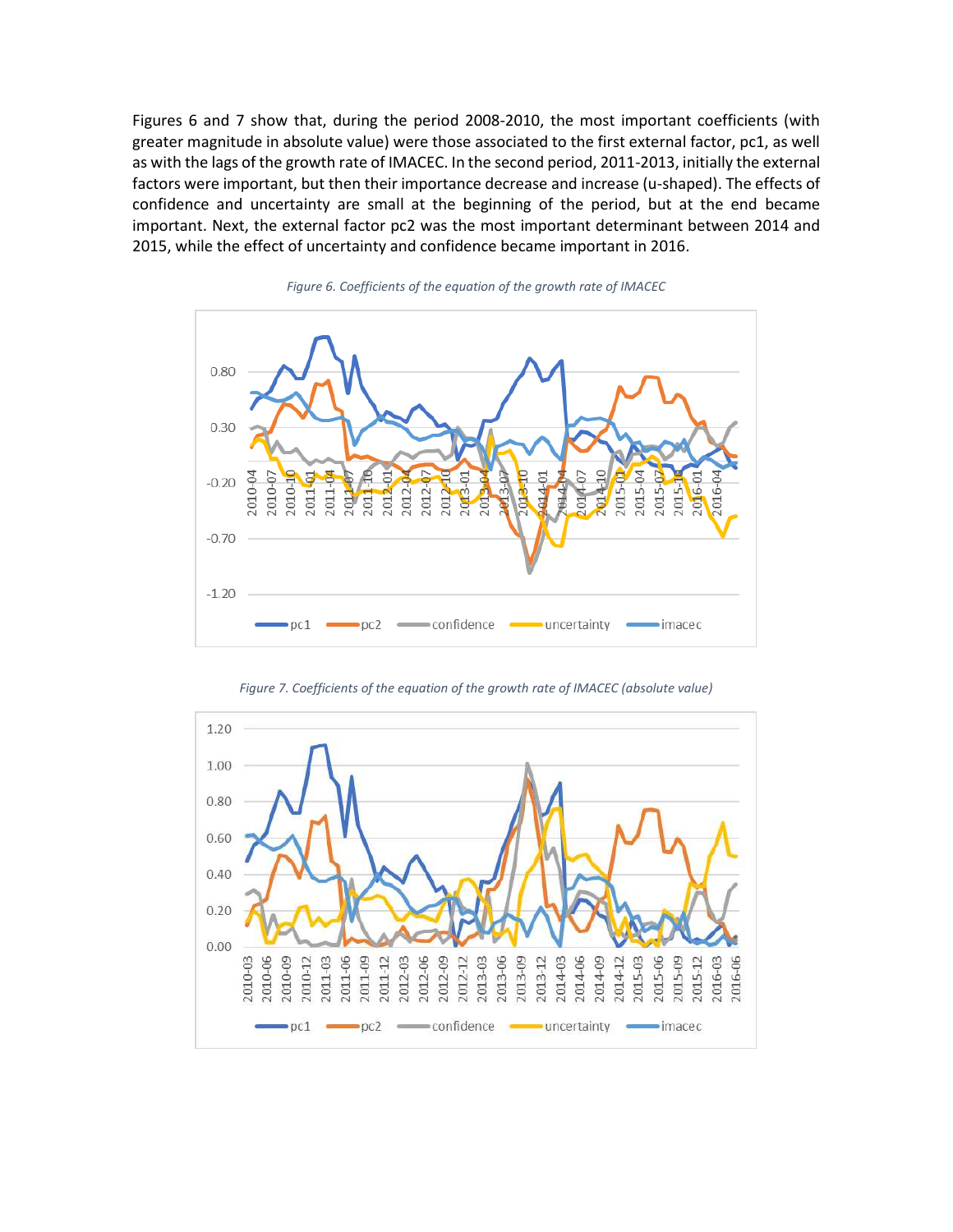Figures 6 and 7 show that, during the period 2008-2010, the most important coefficients (with greater magnitude in absolute value) were those associated to the first external factor, pc1, as well as with the lags of the growth rate of IMACEC. In the second period, 2011-2013, initially the external factors were important, but then their importance decrease and increase (u-shaped). The effects of confidence and uncertainty are small at the beginning of the period, but at the end became important. Next, the external factor pc2 was the most important determinant between 2014 and 2015, while the effect of uncertainty and confidence became important in 2016.

*Figure 6. Coefficients of the equation of the growth rate of IMACEC*

*Figure 7. Coefficients of the equation of the growth rate of IMACEC (absolute value)*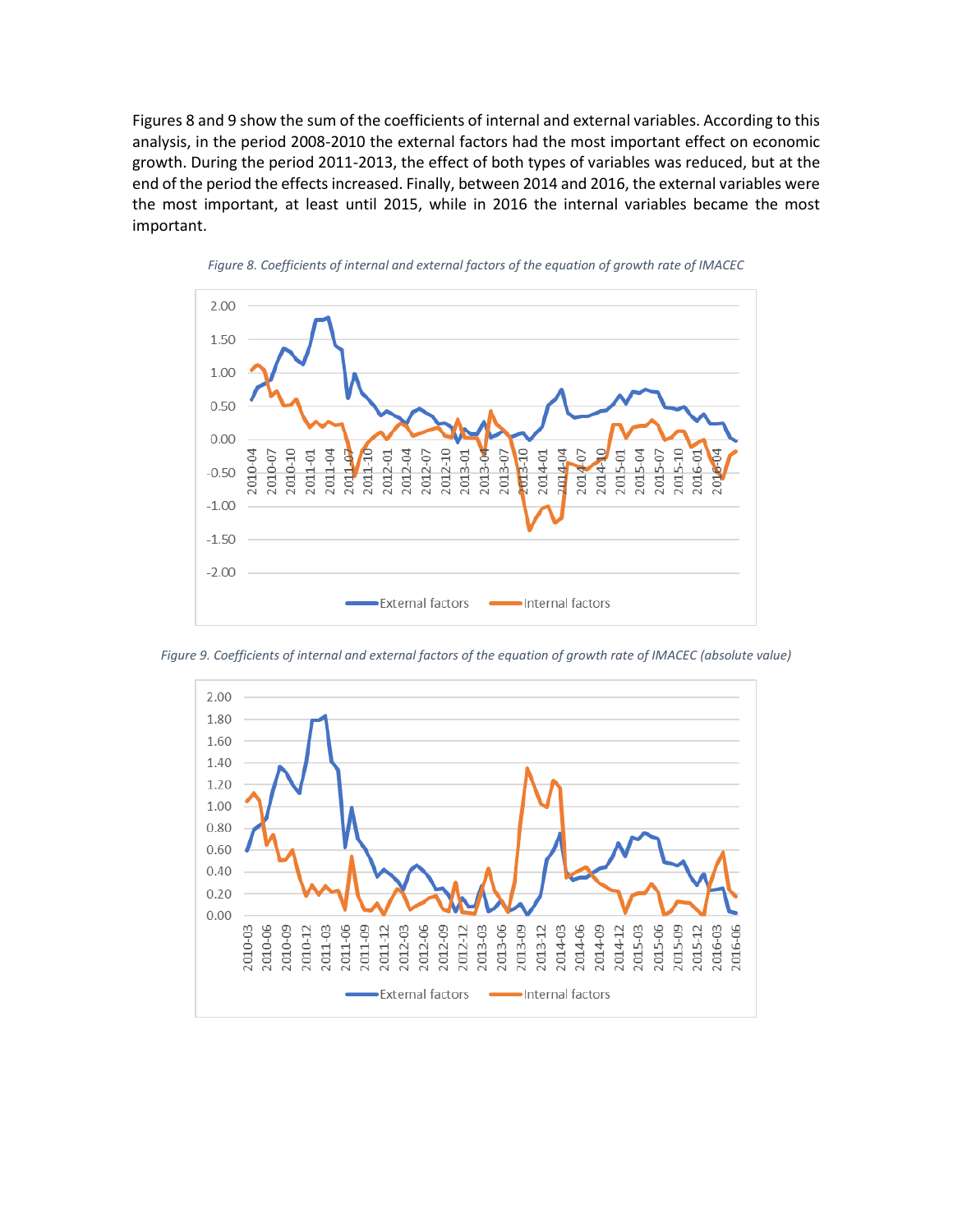Figures 8 and 9 show the sum of the coefficients of internal and external variables. According to this analysis, in the period 2008-2010 the external factors had the most important effect on economic growth. During the period 2011-2013, the effect of both types of variables was reduced, but at the end of the period the effects increased. Finally, between 2014 and 2016, the external variables were the most important, at least until 2015, while in 2016 the internal variables became the most important.

*Figure 8. Coefficients of internal and external factors of the equation of growth rate of IMACEC*

*Figure 9. Coefficients of internal and external factors of the equation of growth rate of IMACEC (absolute value)*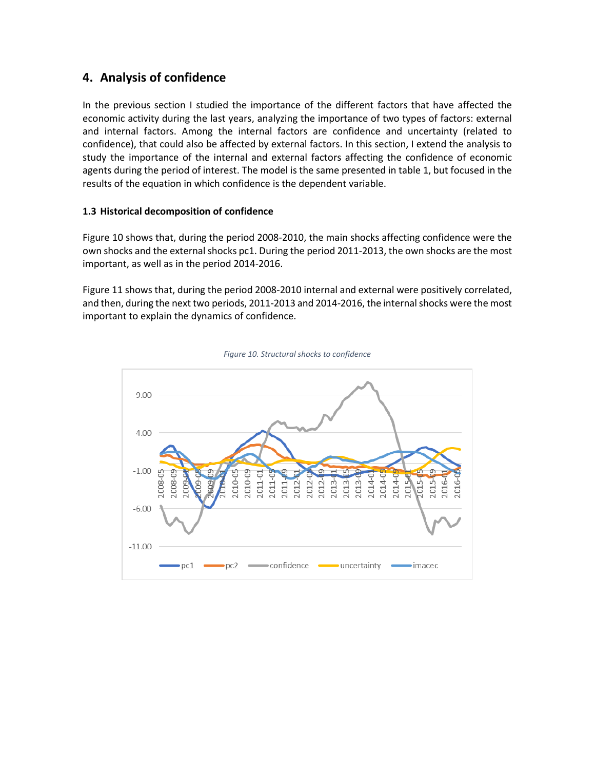## 4. Analysis of confidence

In the previous section I studied the importance of the different factors that have affected the economic activity during the last years, analyzing the importance of two types of factors: external and internal factors. Among the internal factors are confidence and uncertainty (related to confidence), that could also be affected by external factors. In this section, I extend the analysis to study the importance of the internal and external factors affecting the confidence of economic agents during the period of interest. The model is the same presented in table 1, but focused in the results of the equation in which confidence is the dependent variable.

### 1.3 Historical decomposition of confidence

Figure 10 shows that, during the period 2008-2010, the main shocks affecting confidence were the own shocks and the external shocks pc1. During the period 2011-2013, the own shocks are the most important, as well as in the period 2014-2016.

Figure 11 shows that, during the period 2008-2010 internal and external were positively correlated, and then, during the next two periods, 2011-2013 and 2014-2016, the internal shocks were the most important to explain the dynamics of confidence.

*Figure 10. Structural shocks to confidence*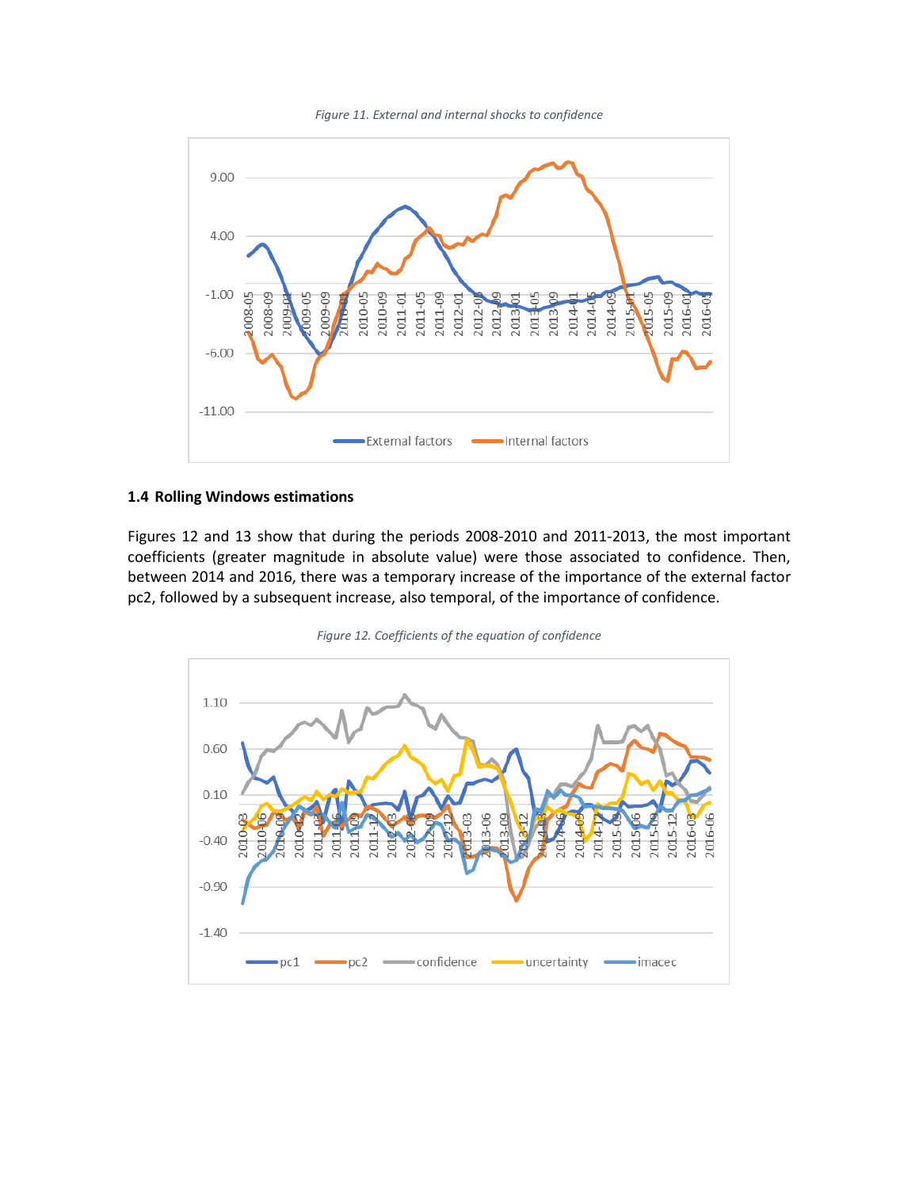*Figure 11. External and internal shocks to confidence*

### 1.4 Rolling Windows estimations

Figures 12 and 13 show that during the periods 2008-2010 and 2011-2013, the most important coefficients (greater magnitude in absolute value) were those associated to confidence. Then, between 2014 and 2016, there was a temporary increase of the importance of the external factor pc2, followed by a subsequent increase, also temporal, of the importance of confidence.

*Figure 12. Coefficients of the equation of confidence*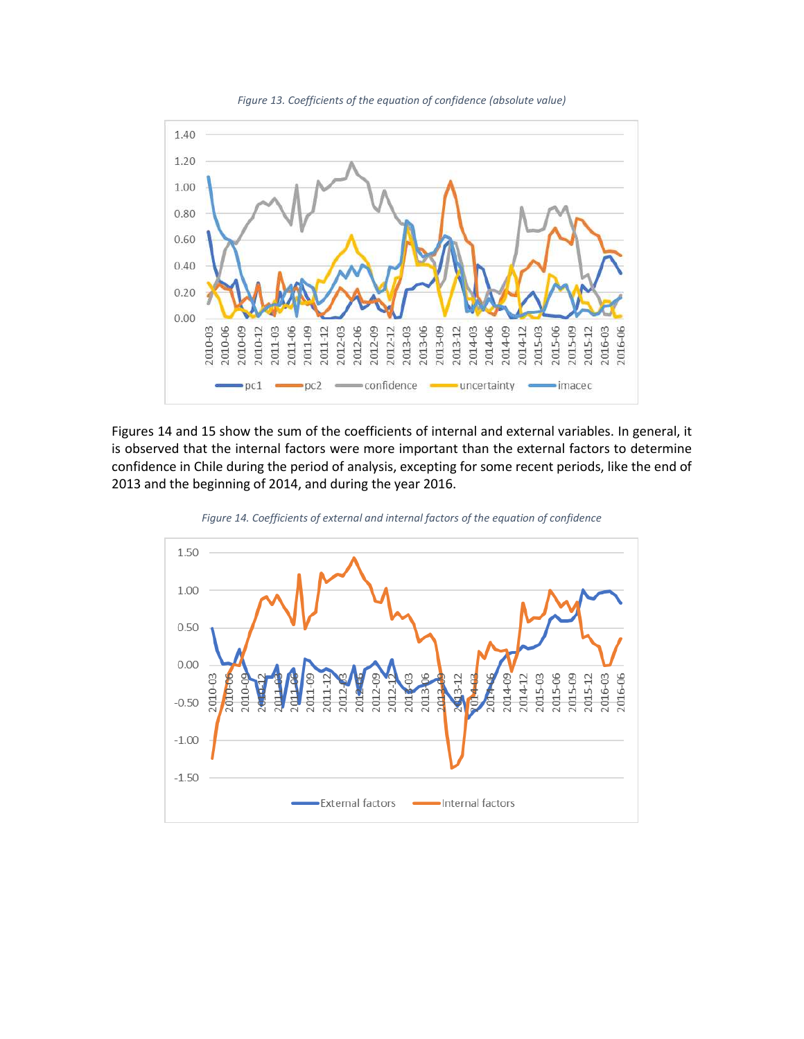*Figure 13. Coefficients of the equation of confidence (absolute value)*

Figures 14 and 15 show the sum of the coefficients of internal and external variables. In general, it is observed that the internal factors were more important than the external factors to determine confidence in Chile during the period of analysis, excepting for some recent periods, like the end of 2013 and the beginning of 2014, and during the year 2016.

*Figure 14. Coefficients of external and internal factors of the equation of confidence*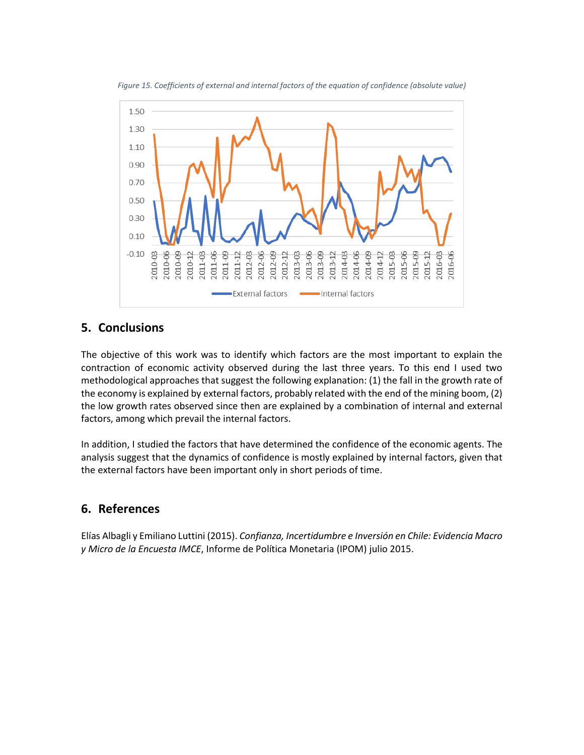*Figure 15. Coefficients of external and internal factors of the equation of confidence (absolute value)*

1.50
1.30
1.10
0.90
0.70
0.50
0.30
0.10
-0.10

2010-03 2010-06 2010-09 2010-12 2011-03 2011-06 2011-09 2011-12 2012-03 2012-06 2012-09 2012-12 2013-03 2013-06 2013-09 2013-12 2014-03 2014-06 2014-09 2014-12 2015-03 2015-06 2015-09 2015-12 2016-03 2016-06

External factors
Internal factors

## 5. Conclusions

The objective of this work was to identify which factors are the most important to explain the contraction of economic activity observed during the last three years. To this end I used two methodological approaches that suggest the following explanation: (1) the fall in the growth rate of the economy is explained by external factors, probably related with the end of the mining boom, (2) the low growth rates observed since then are explained by a combination of internal and external factors, among which prevail the internal factors.

In addition, I studied the factors that have determined the confidence of the economic agents. The analysis suggest that the dynamics of confidence is mostly explained by internal factors, given that the external factors have been important only in short periods of time.

## 6. References

Elías Albagli y Emiliano Luttini (2015). *Confianza, Incertidumbre e Inversión en Chile: Evidencia Macro y Micro de la Encuesta IMCE*, Informe de Política Monetaria (IPOM) julio 2015.